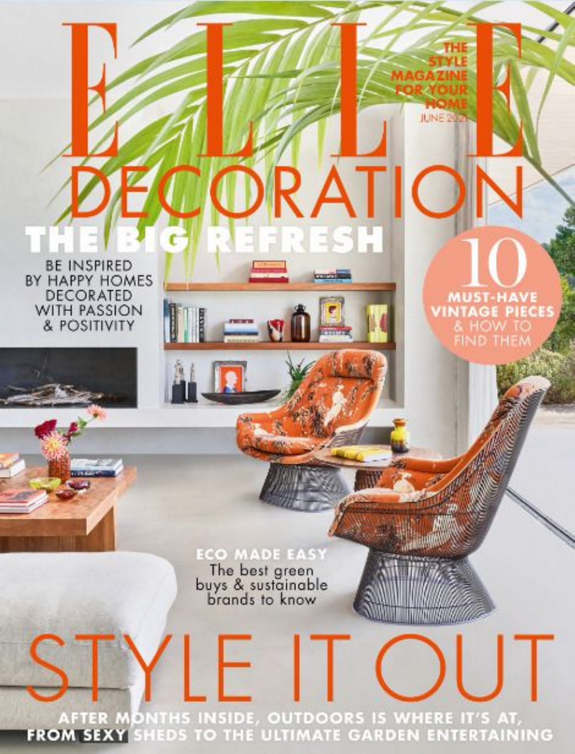# ELLE DECORATION

THE STYLE MAGAZINE FOR YOUR HOME

JUNE 2021

## THE BIG REFRESH

BE INSPIRED BY HAPPY HOMES DECORATED WITH PASSION & POSITIVITY

**10 MUST-HAVE VINTAGE PIECES** & HOW TO FIND THEM

**ECO MADE EASY**
The best green buys & sustainable brands to know

## STYLE IT OUT

**AFTER MONTHS INSIDE, OUTDOORS IS WHERE IT'S AT, FROM SEXY SHEDS TO THE ULTIMATE GARDEN ENTERTAINING**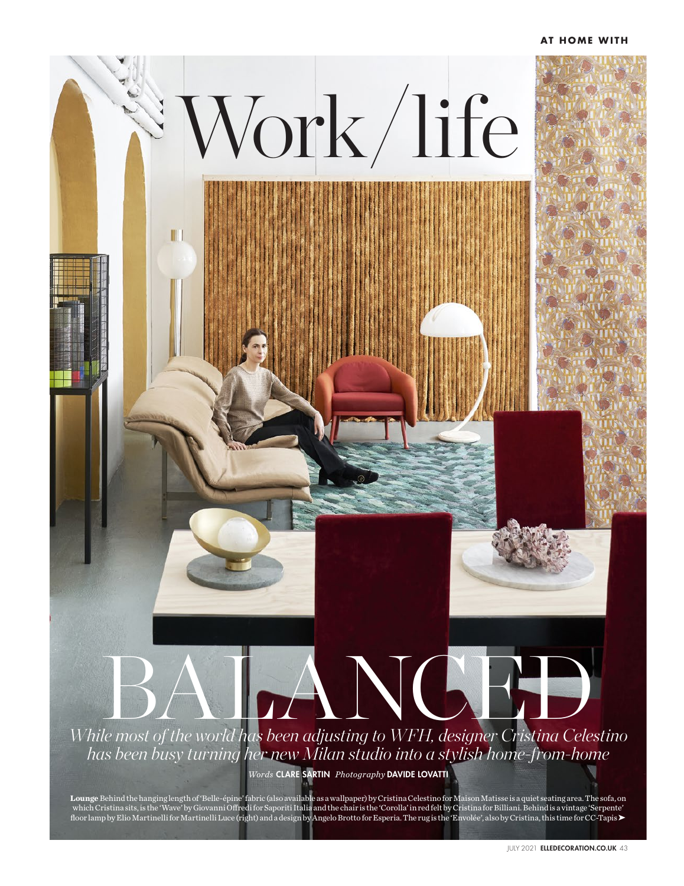# Work/life BALANCED

*While most of the world has been adjusting to WFH, designer Cristina Celestino has been busy turning her new Milan studio into a stylish home-from-home*

*Words* **CLARE SARTIN** *Photography* **DAVIDE LOVATTI**

**Lounge** Behind the hanging length of 'Belle-épine' fabric (also available as a wallpaper) by Cristina Celestino for Maison Matisse is a quiet seating area. The sofa, on which Cristina sits, is the 'Wave' by Giovanni Offredi for Saporiti Italia and the chair is the 'Corolla' in red felt by Cristina for Billiani. Behind is a vintage 'Serpente' floor lamp by Elio Martinelli for Martinelli Luce (right) and a design by Angelo Brotto for Esperia. The rug is the 'Envolée', also by Cristina, this time for CC-Tapis ➤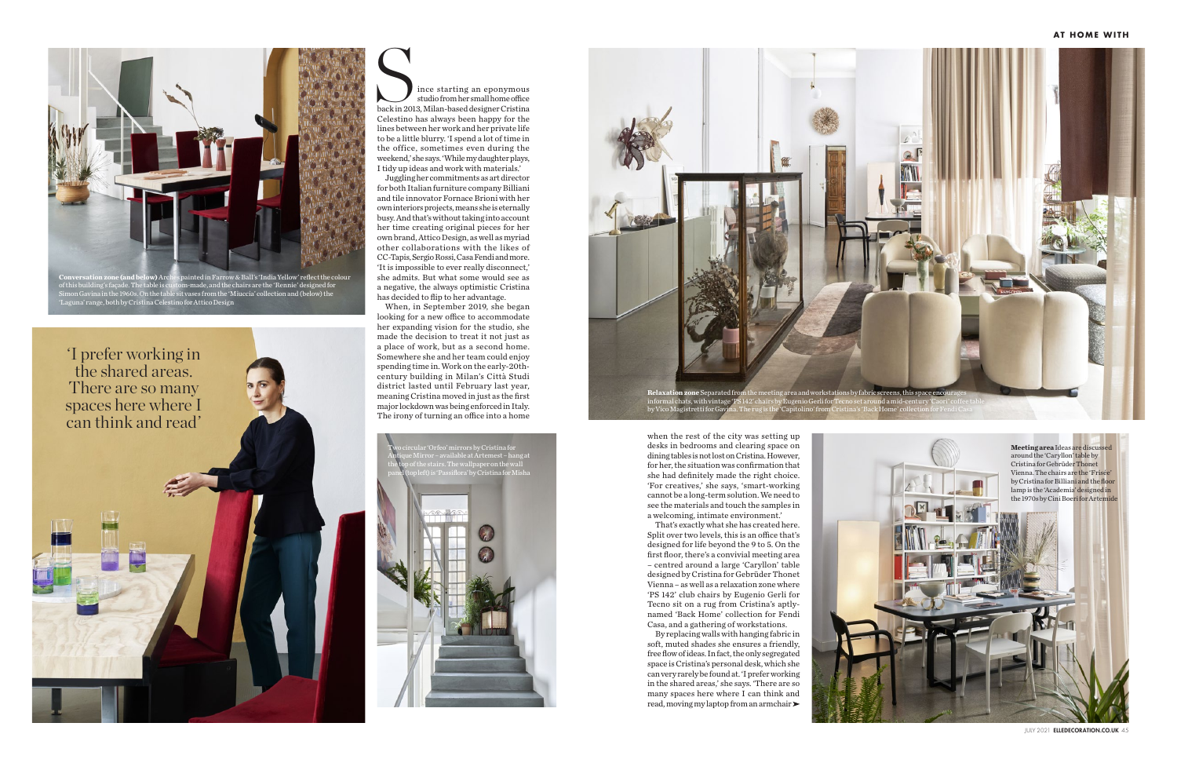Since starting an eponymous studio from her small home office back in 2013, Milan-based designer Cristina Celestino has always been happy for the lines between her work and her private life to be a little blurry. 'I spend a lot of time in the office, sometimes even during the weekend,' she says. 'While my daughter plays, I tidy up ideas and work with materials.'

Juggling her commitments as art director for both Italian furniture company Billiani and tile innovator Fornace Brioni with her own interiors projects, means she is eternally busy. And that's without taking into account her time creating original pieces for her own brand, Attico Design, as well as myriad other collaborations with the likes of CC-Tapis, Sergio Rossi, Casa Fendi and more. 'It is impossible to ever really disconnect,' she admits. But what some would see as a negative, the always optimistic Cristina has decided to flip to her advantage.

When, in September 2019, she began looking for a new office to accommodate her expanding vision for the studio, she made the decision to treat it not just as a place of work, but as a second home. Somewhere she and her team could enjoy spending time in. Work on the early-20th-century building in Milan's Città Studi district lasted until February last year, meaning Cristina moved in just as the first major lockdown was being enforced in Italy. The irony of turning an office into a home when the rest of the city was setting up desks in bedrooms and clearing space on dining tables is not lost on Cristina. However, for her, the situation was confirmation that she had definitely made the right choice. 'For creatives,' she says, 'smart-working cannot be a long-term solution. We need to see the materials and touch the samples in a welcoming, intimate environment.'

That's exactly what she has created here. Split over two levels, this is an office that's designed for life beyond the 9 to 5. On the first floor, there's a convivial meeting area – centred around a large 'Caryllon' table designed by Cristina for Gebrüder Thonet Vienna – as well as a relaxation zone where 'PS 142' club chairs by Eugenio Gerli for Tecno sit on a rug from Cristina's aptly-named 'Back Home' collection for Fendi Casa, and a gathering of workstations.

By replacing walls with hanging fabric in soft, muted shades she ensures a friendly, free flow of ideas. In fact, the only segregated space is Cristina's personal desk, which she can very rarely be found at. 'I prefer working in the shared areas,' she says. 'There are so many spaces here where I can think and read, moving my laptop from an armchair ➤

> 'I prefer working in the shared areas. There are so many spaces here where I can think and read'

**Conversation zone (and below)** Arches painted in Farrow & Ball's 'India Yellow' reflect the colour of this building's façade. The table is custom-made, and the chairs are the 'Rennie' designed for Simon Gavina in the 1960s. On the table sit vases from the 'Miuccia' collection and (below) the 'Laguna' range, both by Cristina Celestino for Attico Design

Two circular 'Orfeo' mirrors by Cristina for Antique Mirror – available at Artemest – hang at the top of the stairs. The wallpaper on the wall panel (top left) is 'Passiflora' by Cristina for Misha

**Relaxation zone** Separated from the meeting area and workstations by fabric screens, this space encourages informal chats, with vintage 'PS 142' chairs by Eugenio Gerli for Tecno set around a mid-century 'Caori' coffee table by Vico Magistretti for Gavina. The rug is the 'Capitolino' from Cristina's 'Back Home' collection for Fendi Casa

**Meeting area** Ideas are discussed around the 'Caryllon' table by Cristina for Gebrüder Thonet Vienna. The chairs are the 'Frisée' by Cristina for Billiani and the floor lamp is the 'Academia' designed in the 1970s by Cini Boeri for Artemide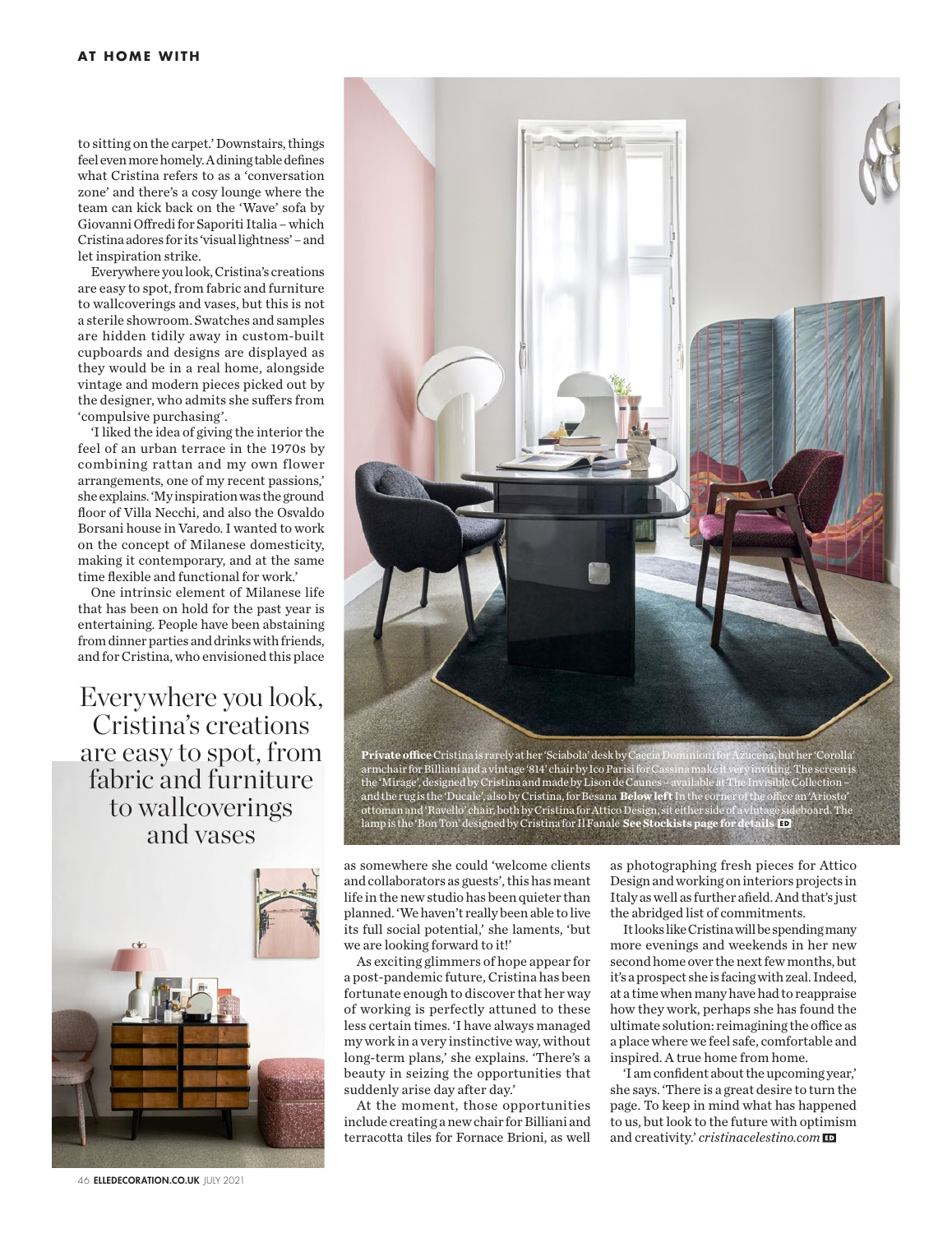to sitting on the carpet.' Downstairs, things feel even more homely. A dining table defines what Cristina refers to as a 'conversation zone' and there's a cosy lounge where the team can kick back on the 'Wave' sofa by Giovanni Offredi for Saporiti Italia – which Cristina adores for its 'visual lightness' – and let inspiration strike.

Everywhere you look, Cristina's creations are easy to spot, from fabric and furniture to wallcoverings and vases, but this is not a sterile showroom. Swatches and samples are hidden tidily away in custom-built cupboards and designs are displayed as they would be in a real home, alongside vintage and modern pieces picked out by the designer, who admits she suffers from 'compulsive purchasing'.

'I liked the idea of giving the interior the feel of an urban terrace in the 1970s by combining rattan and my own flower arrangements, one of my recent passions,' she explains. 'My inspiration was the ground floor of Villa Necchi, and also the Osvaldo Borsani house in Varedo. I wanted to work on the concept of Milanese domesticity, making it contemporary, and at the same time flexible and functional for work.'

One intrinsic element of Milanese life that has been on hold for the past year is entertaining. People have been abstaining from dinner parties and drinks with friends, and for Cristina, who envisioned this place as somewhere she could 'welcome clients and collaborators as guests', this has meant life in the new studio has been quieter than planned. 'We haven't really been able to live its full social potential,' she laments, 'but we are looking forward to it!'

> Everywhere you look, Cristina's creations are easy to spot, from fabric and furniture to wallcoverings and vases

As exciting glimmers of hope appear for a post-pandemic future, Cristina has been fortunate enough to discover that her way of working is perfectly attuned to these less certain times. 'I have always managed my work in a very instinctive way, without long-term plans,' she explains. 'There's a beauty in seizing the opportunities that suddenly arise day after day.'

At the moment, those opportunities include creating a new chair for Billiani and terracotta tiles for Fornace Brioni, as well as photographing fresh pieces for Attico Design and working on interiors projects in Italy as well as further afield. And that's just the abridged list of commitments.

It looks like Cristina will be spending many more evenings and weekends in her new second home over the next few months, but it's a prospect she is facing with zeal. Indeed, at a time when many have had to reappraise how they work, perhaps she has found the ultimate solution: reimagining the office as a place where we feel safe, comfortable and inspired. A true home from home.

'I am confident about the upcoming year,' she says. 'There is a great desire to turn the page. To keep in mind what has happened to us, but look to the future with optimism and creativity.' *cristinacelestino.com*

**Private office** Cristina is rarely at her 'Sciabola' desk by Caccia Dominioni for Azucena, but her 'Corolla' armchair for Billiani and a vintage '814' chair by Ico Parisi for Cassina make it very inviting. The screen is the 'Mirage', designed by Cristina and made by Lison de Caunes – available at The Invisible Collection – and the rug is the 'Ducale', also by Cristina, for Besana **Below left** In the corner of the office an 'Ariosto' ottoman and 'Ravello' chair, both by Cristina for Attico Design, sit either side of a vintage sideboard. The lamp is the 'Bon Ton' designed by Cristina for Il Fanale **See Stockists page for details**